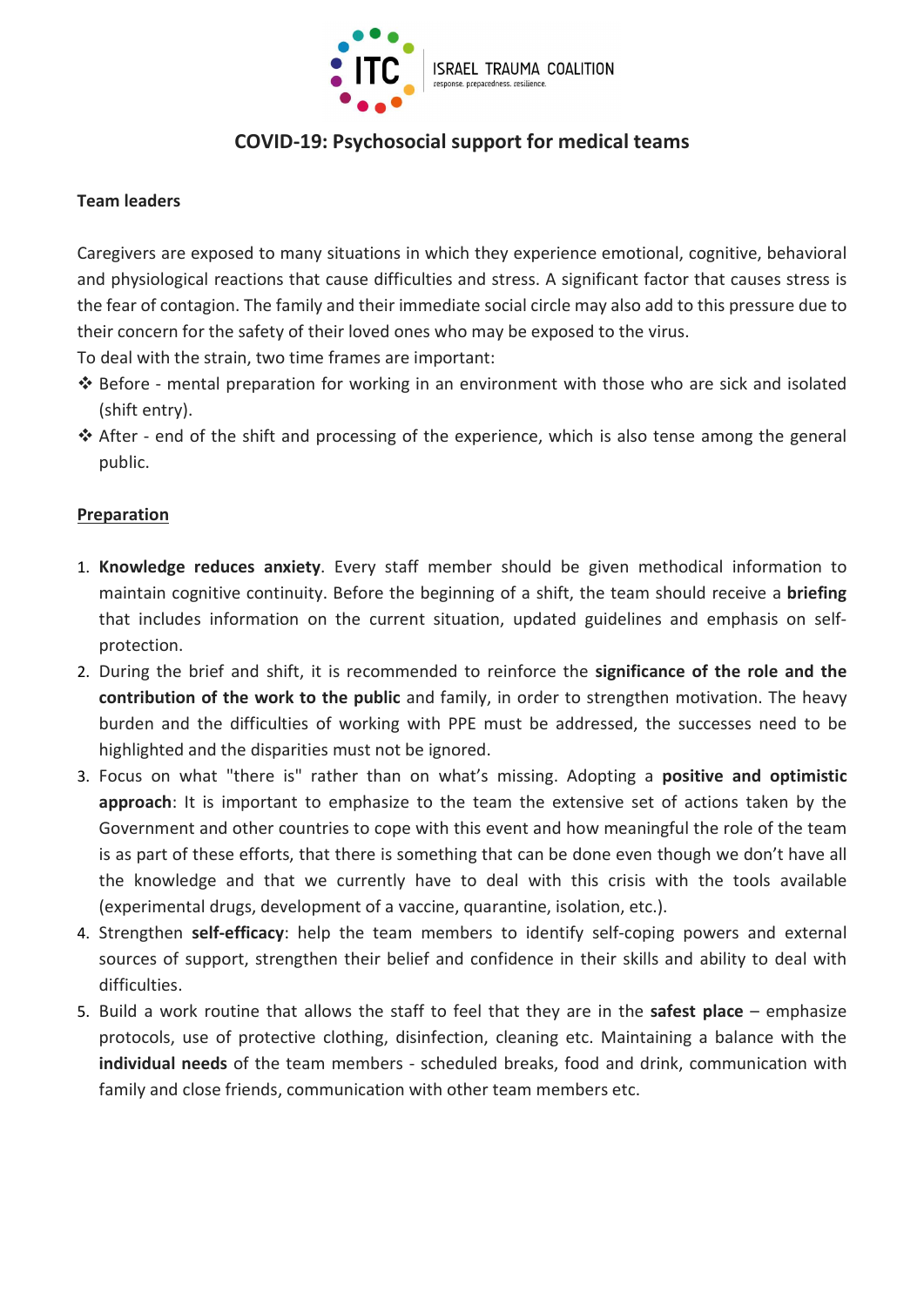ISRAEL TRAUMA COALITION

response. preparedness. resilience.

# COVID-19: Psychosocial support for medical teams

**Team leaders**

Caregivers are exposed to many situations in which they experience emotional, cognitive, behavioral and physiological reactions that cause difficulties and stress. A significant factor that causes stress is the fear of contagion. The family and their immediate social circle may also add to this pressure due to their concern for the safety of their loved ones who may be exposed to the virus.

To deal with the strain, two time frames are important:

- Before - mental preparation for working in an environment with those who are sick and isolated (shift entry).
- After - end of the shift and processing of the experience, which is also tense among the general public.

## Preparation

1. **Knowledge reduces anxiety**. Every staff member should be given methodical information to maintain cognitive continuity. Before the beginning of a shift, the team should receive a **briefing** that includes information on the current situation, updated guidelines and emphasis on self-protection.
2. During the brief and shift, it is recommended to reinforce the **significance of the role and the contribution of the work to the public** and family, in order to strengthen motivation. The heavy burden and the difficulties of working with PPE must be addressed, the successes need to be highlighted and the disparities must not be ignored.
3. Focus on what "there is" rather than on what's missing. Adopting a **positive and optimistic approach**: It is important to emphasize to the team the extensive set of actions taken by the Government and other countries to cope with this event and how meaningful the role of the team is as part of these efforts, that there is something that can be done even though we don't have all the knowledge and that we currently have to deal with this crisis with the tools available (experimental drugs, development of a vaccine, quarantine, isolation, etc.).
4. Strengthen **self-efficacy**: help the team members to identify self-coping powers and external sources of support, strengthen their belief and confidence in their skills and ability to deal with difficulties.
5. Build a work routine that allows the staff to feel that they are in the **safest place** – emphasize protocols, use of protective clothing, disinfection, cleaning etc. Maintaining a balance with the **individual needs** of the team members - scheduled breaks, food and drink, communication with family and close friends, communication with other team members etc.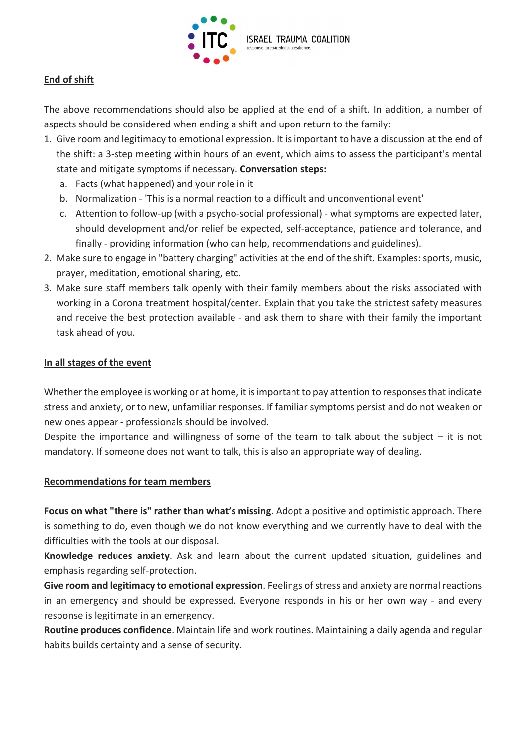## End of shift

The above recommendations should also be applied at the end of a shift. In addition, a number of aspects should be considered when ending a shift and upon return to the family:

1. Give room and legitimacy to emotional expression. It is important to have a discussion at the end of the shift: a 3-step meeting within hours of an event, which aims to assess the participant's mental state and mitigate symptoms if necessary. **Conversation steps:**
   a. Facts (what happened) and your role in it
   b. Normalization - 'This is a normal reaction to a difficult and unconventional event'
   c. Attention to follow-up (with a psycho-social professional) - what symptoms are expected later, should development and/or relief be expected, self-acceptance, patience and tolerance, and finally - providing information (who can help, recommendations and guidelines).
2. Make sure to engage in "battery charging" activities at the end of the shift. Examples: sports, music, prayer, meditation, emotional sharing, etc.
3. Make sure staff members talk openly with their family members about the risks associated with working in a Corona treatment hospital/center. Explain that you take the strictest safety measures and receive the best protection available - and ask them to share with their family the important task ahead of you.

## In all stages of the event

Whether the employee is working or at home, it is important to pay attention to responses that indicate stress and anxiety, or to new, unfamiliar responses. If familiar symptoms persist and do not weaken or new ones appear - professionals should be involved.

Despite the importance and willingness of some of the team to talk about the subject – it is not mandatory. If someone does not want to talk, this is also an appropriate way of dealing.

## Recommendations for team members

**Focus on what "there is" rather than what's missing**. Adopt a positive and optimistic approach. There is something to do, even though we do not know everything and we currently have to deal with the difficulties with the tools at our disposal.

**Knowledge reduces anxiety**. Ask and learn about the current updated situation, guidelines and emphasis regarding self-protection.

**Give room and legitimacy to emotional expression**. Feelings of stress and anxiety are normal reactions in an emergency and should be expressed. Everyone responds in his or her own way - and every response is legitimate in an emergency.

**Routine produces confidence**. Maintain life and work routines. Maintaining a daily agenda and regular habits builds certainty and a sense of security.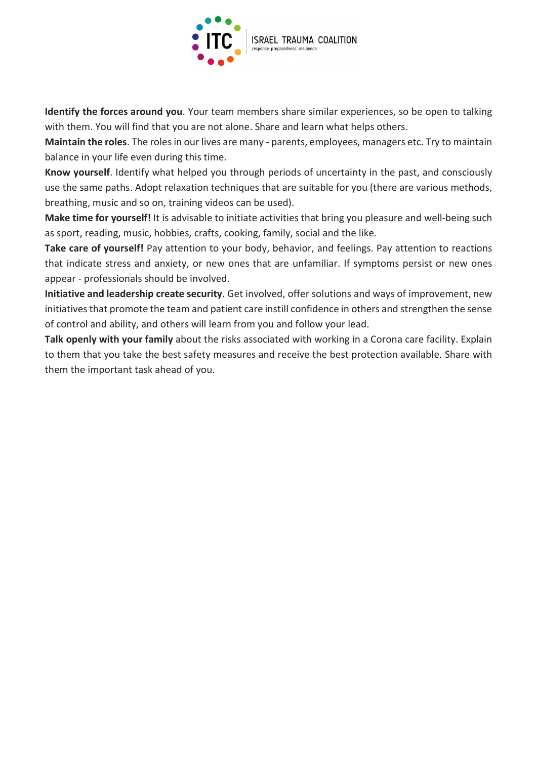**Identify the forces around you**. Your team members share similar experiences, so be open to talking with them. You will find that you are not alone. Share and learn what helps others.

**Maintain the roles**. The roles in our lives are many - parents, employees, managers etc. Try to maintain balance in your life even during this time.

**Know yourself**. Identify what helped you through periods of uncertainty in the past, and consciously use the same paths. Adopt relaxation techniques that are suitable for you (there are various methods, breathing, music and so on, training videos can be used).

**Make time for yourself!** It is advisable to initiate activities that bring you pleasure and well-being such as sport, reading, music, hobbies, crafts, cooking, family, social and the like.

**Take care of yourself!** Pay attention to your body, behavior, and feelings. Pay attention to reactions that indicate stress and anxiety, or new ones that are unfamiliar. If symptoms persist or new ones appear - professionals should be involved.

**Initiative and leadership create security**. Get involved, offer solutions and ways of improvement, new initiatives that promote the team and patient care instill confidence in others and strengthen the sense of control and ability, and others will learn from you and follow your lead.

**Talk openly with your family** about the risks associated with working in a Corona care facility. Explain to them that you take the best safety measures and receive the best protection available. Share with them the important task ahead of you.